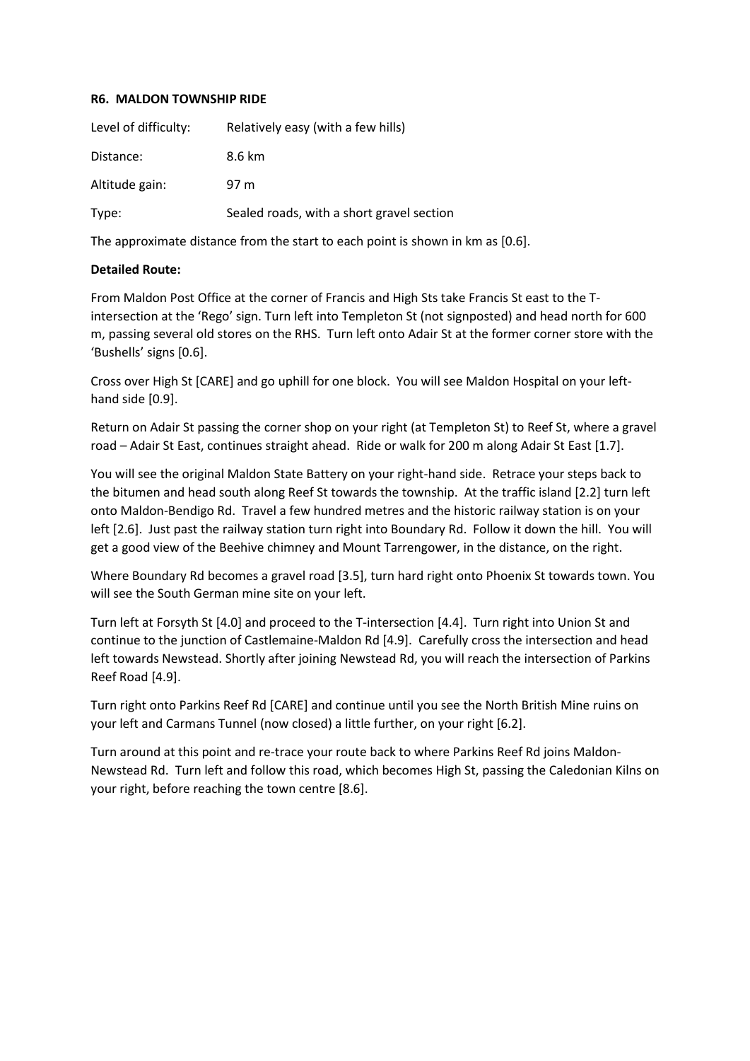**R6. MALDON TOWNSHIP RIDE**

| Level of difficulty: | Relatively easy (with a few hills) |
|---|---|
| Distance: | 8.6 km |
| Altitude gain: | 97 m |
| Type: | Sealed roads, with a short gravel section |

The approximate distance from the start to each point is shown in km as [0.6].

**Detailed Route:**

From Maldon Post Office at the corner of Francis and High Sts take Francis St east to the T-intersection at the 'Rego' sign. Turn left into Templeton St (not signposted) and head north for 600 m, passing several old stores on the RHS. Turn left onto Adair St at the former corner store with the 'Bushells' signs [0.6].

Cross over High St [CARE] and go uphill for one block. You will see Maldon Hospital on your left-hand side [0.9].

Return on Adair St passing the corner shop on your right (at Templeton St) to Reef St, where a gravel road – Adair St East, continues straight ahead. Ride or walk for 200 m along Adair St East [1.7].

You will see the original Maldon State Battery on your right-hand side. Retrace your steps back to the bitumen and head south along Reef St towards the township. At the traffic island [2.2] turn left onto Maldon-Bendigo Rd. Travel a few hundred metres and the historic railway station is on your left [2.6]. Just past the railway station turn right into Boundary Rd. Follow it down the hill. You will get a good view of the Beehive chimney and Mount Tarrengower, in the distance, on the right.

Where Boundary Rd becomes a gravel road [3.5], turn hard right onto Phoenix St towards town. You will see the South German mine site on your left.

Turn left at Forsyth St [4.0] and proceed to the T-intersection [4.4]. Turn right into Union St and continue to the junction of Castlemaine-Maldon Rd [4.9]. Carefully cross the intersection and head left towards Newstead. Shortly after joining Newstead Rd, you will reach the intersection of Parkins Reef Road [4.9].

Turn right onto Parkins Reef Rd [CARE] and continue until you see the North British Mine ruins on your left and Carmans Tunnel (now closed) a little further, on your right [6.2].

Turn around at this point and re-trace your route back to where Parkins Reef Rd joins Maldon-Newstead Rd. Turn left and follow this road, which becomes High St, passing the Caledonian Kilns on your right, before reaching the town centre [8.6].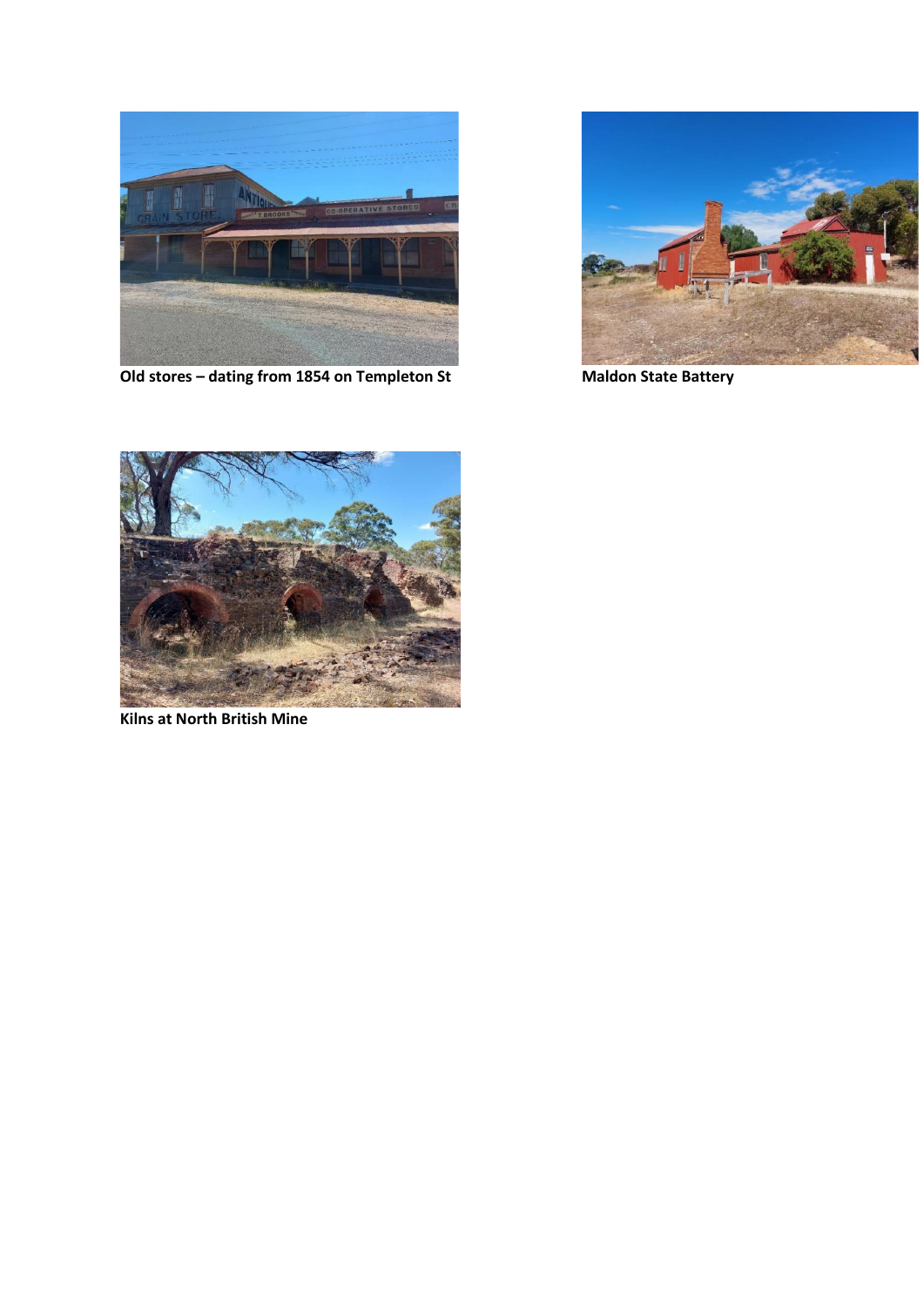**Old stores – dating from 1854 on Templeton St**

**Maldon State Battery**

**Kilns at North British Mine**